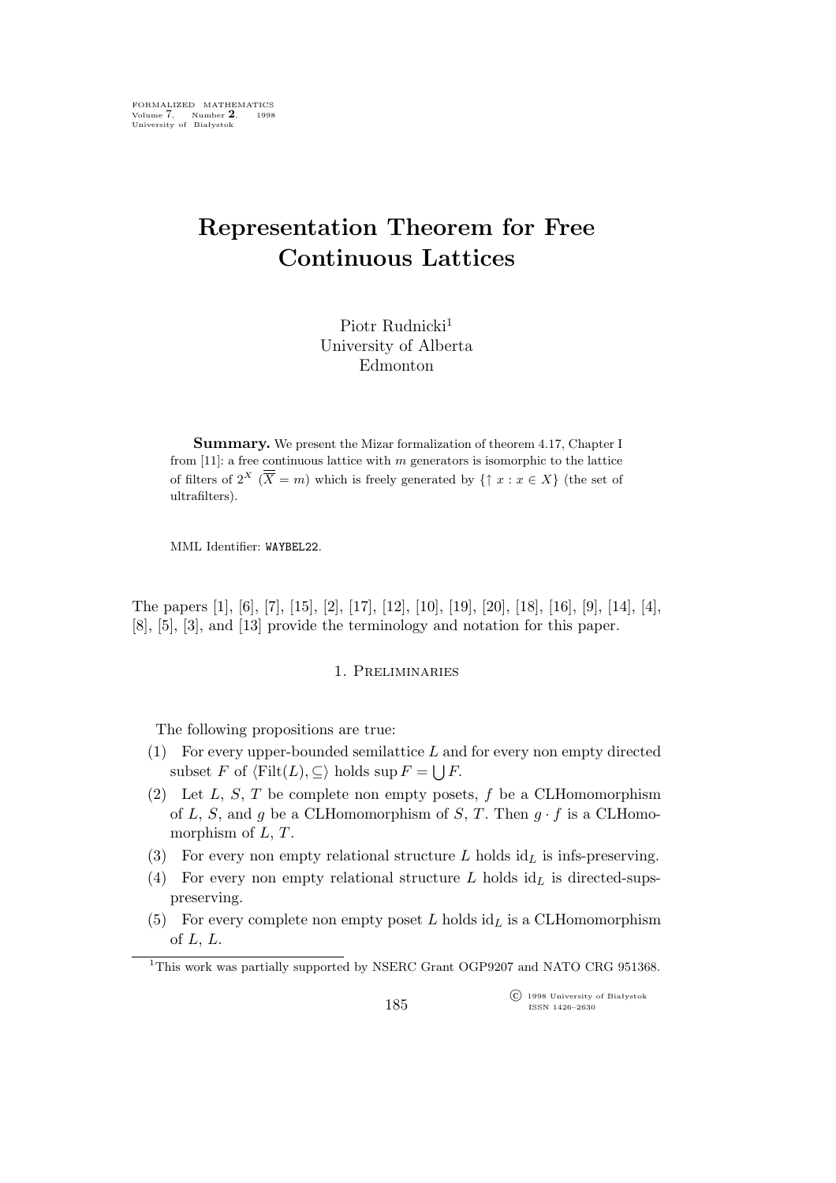FORMALIZED MATHEMATICS
Volume 7, Number **2**, 1998
University of Białystok

# Representation Theorem for Free Continuous Lattices

Piotr Rudnicki[1]
University of Alberta
Edmonton

**Summary.** We present the Mizar formalization of theorem 4.17, Chapter I from [11]: a free continuous lattice with $m$ generators is isomorphic to the lattice of filters of $2^X$ ($\overline{\overline{X}} = m$) which is freely generated by $\{\uparrow x : x \in X\}$ (the set of ultrafilters).

MML Identifier: WAYBEL22.

The papers [1], [6], [7], [15], [2], [17], [12], [10], [19], [20], [18], [16], [9], [14], [4], [8], [5], [3], and [13] provide the terminology and notation for this paper.

## 1. Preliminaries

The following propositions are true:

(1) For every upper-bounded semilattice $L$ and for every non empty directed subset $F$ of $\langle \mathrm{Filt}(L), \subseteq \rangle$ holds $\sup F = \bigcup F$.

(2) Let $L$, $S$, $T$ be complete non empty posets, $f$ be a CLHomomorphism of $L$, $S$, and $g$ be a CLHomomorphism of $S$, $T$. Then $g \cdot f$ is a CLHomomorphism of $L$, $T$.

(3) For every non empty relational structure $L$ holds $\mathrm{id}_L$ is infs-preserving.

(4) For every non empty relational structure $L$ holds $\mathrm{id}_L$ is directed-sups-preserving.

(5) For every complete non empty poset $L$ holds $\mathrm{id}_L$ is a CLHomomorphism of $L$, $L$.

[1] This work was partially supported by NSERC Grant OGP9207 and NATO CRG 951368.

© 1998 University of Białystok
ISSN 1426–2630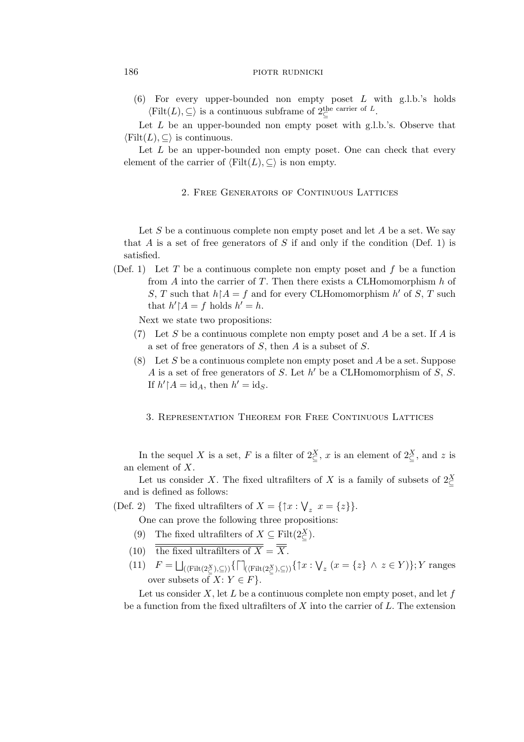(6) For every upper-bounded non empty poset $L$ with g.l.b.'s holds $\langle \mathrm{Filt}(L), \subseteq \rangle$ is a continuous subframe of $2_{\subseteq}^{\text{the carrier of } L}$.

Let $L$ be an upper-bounded non empty poset with g.l.b.'s. Observe that $\langle \mathrm{Filt}(L), \subseteq \rangle$ is continuous.

Let $L$ be an upper-bounded non empty poset. One can check that every element of the carrier of $\langle \mathrm{Filt}(L), \subseteq \rangle$ is non empty.

## 2. Free Generators of Continuous Lattices

Let $S$ be a continuous complete non empty poset and let $A$ be a set. We say that $A$ is a set of free generators of $S$ if and only if the condition (Def. 1) is satisfied.

(Def. 1) Let $T$ be a continuous complete non empty poset and $f$ be a function from $A$ into the carrier of $T$. Then there exists a CLHomomorphism $h$ of $S$, $T$ such that $h \restriction A = f$ and for every CLHomomorphism $h'$ of $S$, $T$ such that $h' \restriction A = f$ holds $h' = h$.

Next we state two propositions:

(7) Let $S$ be a continuous complete non empty poset and $A$ be a set. If $A$ is a set of free generators of $S$, then $A$ is a subset of $S$.

(8) Let $S$ be a continuous complete non empty poset and $A$ be a set. Suppose $A$ is a set of free generators of $S$. Let $h'$ be a CLHomomorphism of $S$, $S$. If $h' \restriction A = \mathrm{id}_A$, then $h' = \mathrm{id}_S$.

## 3. Representation Theorem for Free Continuous Lattices

In the sequel $X$ is a set, $F$ is a filter of $2_{\subseteq}^{X}$, $x$ is an element of $2_{\subseteq}^{X}$, and $z$ is an element of $X$.

Let us consider $X$. The fixed ultrafilters of $X$ is a family of subsets of $2_{\subseteq}^{X}$ and is defined as follows:

(Def. 2) The fixed ultrafilters of $X = \{\uparrow x : \bigvee_{z} \; x = \{z\}\}$.

One can prove the following three propositions:

(9) The fixed ultrafilters of $X \subseteq \mathrm{Filt}(2_{\subseteq}^{X})$.

(10) $\overline{\overline{\text{the fixed ultrafilters of } X}} = \overline{\overline{X}}$.

(11) $F = \bigsqcup_{(\langle \mathrm{Filt}(2_{\subseteq}^{X}), \subseteq \rangle)} \{ \bigsqcap_{(\langle \mathrm{Filt}(2_{\subseteq}^{X}), \subseteq \rangle)} \{\uparrow x : \bigvee_{z} \; (x = \{z\} \; \wedge \; z \in Y)\}; Y$ ranges over subsets of $X$: $Y \in F\}$.

Let us consider $X$, let $L$ be a continuous complete non empty poset, and let $f$ be a function from the fixed ultrafilters of $X$ into the carrier of $L$. The extension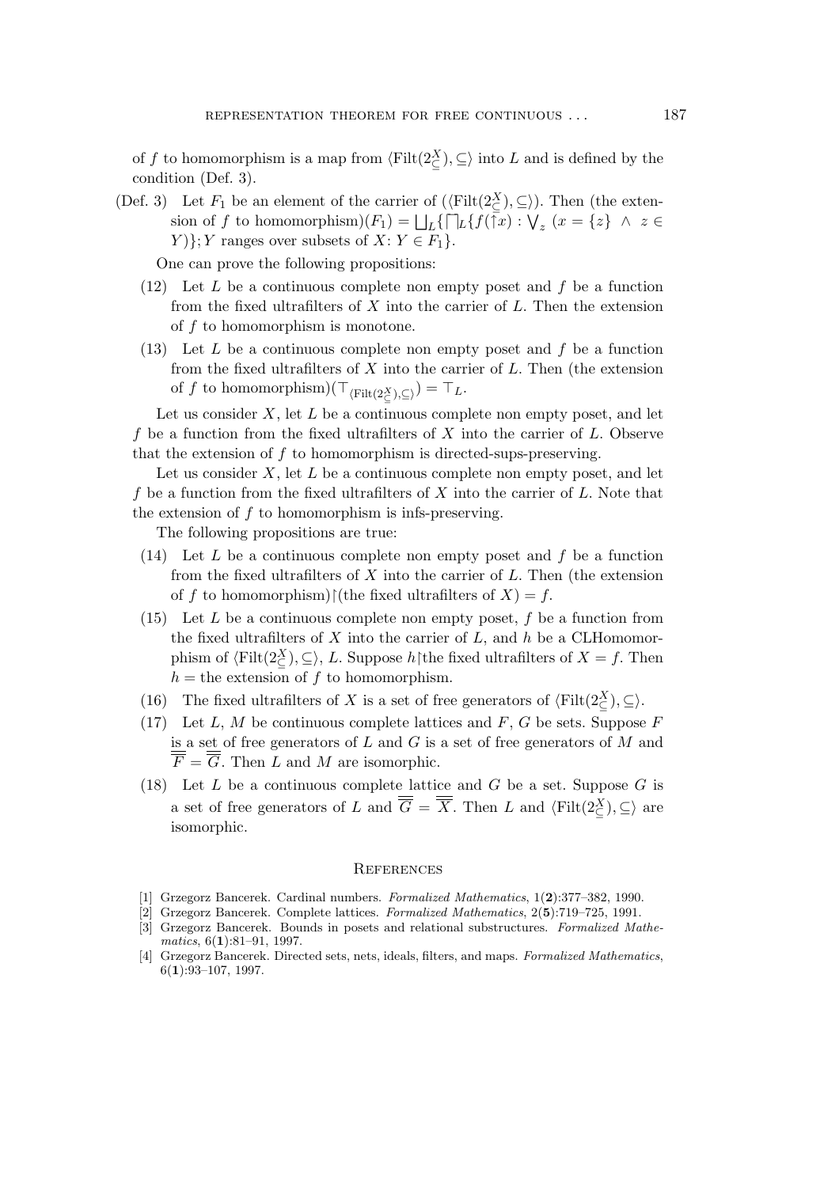of $f$ to homomorphism is a map from $\langle \mathrm{Filt}(2^X_\subseteq), \subseteq \rangle$ into $L$ and is defined by the condition (Def. 3).

(Def. 3) Let $F_1$ be an element of the carrier of $(\langle \mathrm{Filt}(2^X_\subseteq), \subseteq \rangle)$. Then (the extension of $f$ to homomorphism)$(F_1) = \bigsqcup_L \{\bigsqcap_L \{f(\uparrow x) : \bigvee_z \ (x = \{z\} \ \wedge \ z \in Y)\}; Y$ ranges over subsets of $X$: $Y \in F_1\}$.

One can prove the following propositions:

(12) Let $L$ be a continuous complete non empty poset and $f$ be a function from the fixed ultrafilters of $X$ into the carrier of $L$. Then the extension of $f$ to homomorphism is monotone.

(13) Let $L$ be a continuous complete non empty poset and $f$ be a function from the fixed ultrafilters of $X$ into the carrier of $L$. Then (the extension of $f$ to homomorphism)$(\top_{\langle \mathrm{Filt}(2^X_\subseteq), \subseteq \rangle}) = \top_L$.

Let us consider $X$, let $L$ be a continuous complete non empty poset, and let $f$ be a function from the fixed ultrafilters of $X$ into the carrier of $L$. Observe that the extension of $f$ to homomorphism is directed-sups-preserving.

Let us consider $X$, let $L$ be a continuous complete non empty poset, and let $f$ be a function from the fixed ultrafilters of $X$ into the carrier of $L$. Note that the extension of $f$ to homomorphism is infs-preserving.

The following propositions are true:

(14) Let $L$ be a continuous complete non empty poset and $f$ be a function from the fixed ultrafilters of $X$ into the carrier of $L$. Then (the extension of $f$ to homomorphism)$\restriction$(the fixed ultrafilters of $X$) $= f$.

(15) Let $L$ be a continuous complete non empty poset, $f$ be a function from the fixed ultrafilters of $X$ into the carrier of $L$, and $h$ be a CLHomomorphism of $\langle \mathrm{Filt}(2^X_\subseteq), \subseteq \rangle$, $L$. Suppose $h\restriction$the fixed ultrafilters of $X = f$. Then $h =$ the extension of $f$ to homomorphism.

(16) The fixed ultrafilters of $X$ is a set of free generators of $\langle \mathrm{Filt}(2^X_\subseteq), \subseteq \rangle$.

(17) Let $L$, $M$ be continuous complete lattices and $F$, $G$ be sets. Suppose $F$ is a set of free generators of $L$ and $G$ is a set of free generators of $M$ and $\overline{\overline{F}} = \overline{\overline{G}}$. Then $L$ and $M$ are isomorphic.

(18) Let $L$ be a continuous complete lattice and $G$ be a set. Suppose $G$ is a set of free generators of $L$ and $\overline{\overline{G}} = \overline{\overline{X}}$. Then $L$ and $\langle \mathrm{Filt}(2^X_\subseteq), \subseteq \rangle$ are isomorphic.

## References

[1] Grzegorz Bancerek. Cardinal numbers. *Formalized Mathematics*, 1(**2**):377–382, 1990.

[2] Grzegorz Bancerek. Complete lattices. *Formalized Mathematics*, 2(**5**):719–725, 1991.

[3] Grzegorz Bancerek. Bounds in posets and relational substructures. *Formalized Mathematics*, 6(**1**):81–91, 1997.

[4] Grzegorz Bancerek. Directed sets, nets, ideals, filters, and maps. *Formalized Mathematics*, 6(**1**):93–107, 1997.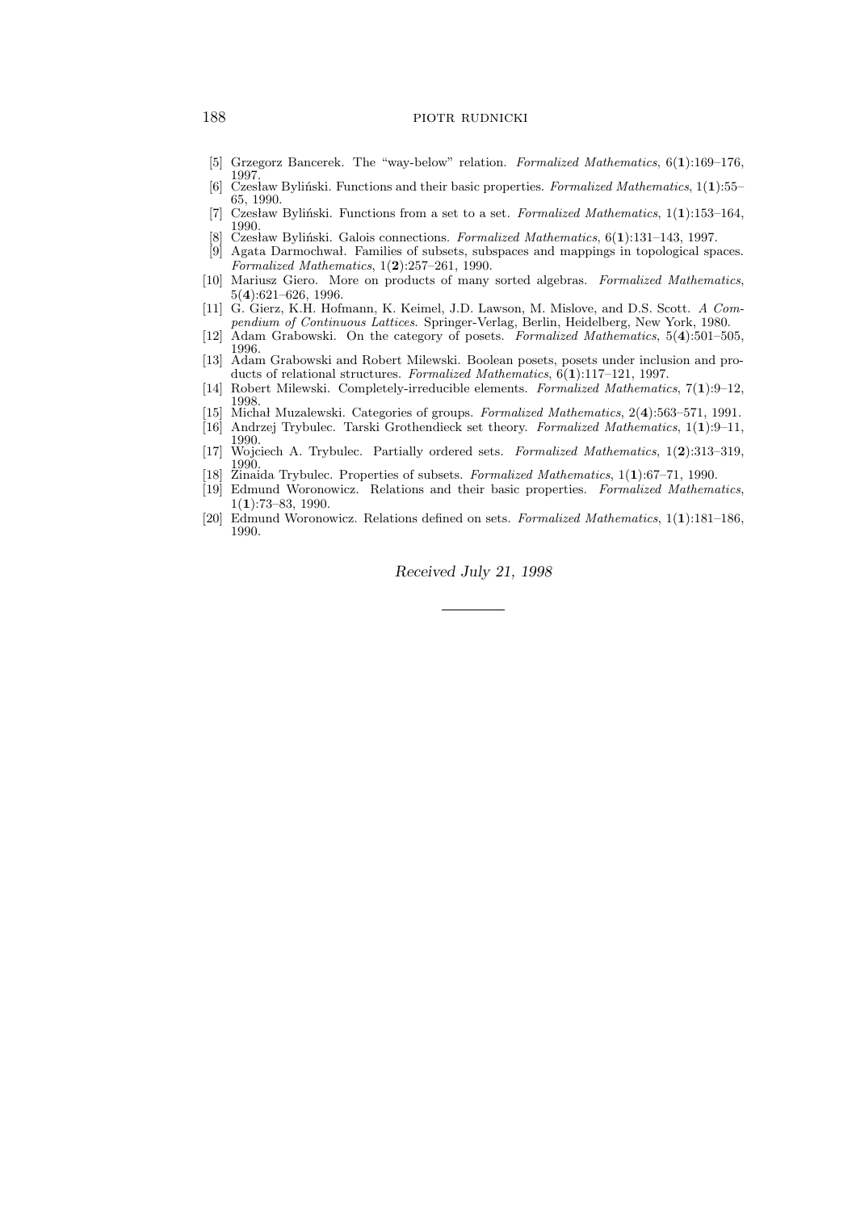[5] Grzegorz Bancerek. The "way-below" relation. *Formalized Mathematics*, 6(**1**):169–176, 1997.
[6] Czesław Byliński. Functions and their basic properties. *Formalized Mathematics*, 1(**1**):55–65, 1990.
[7] Czesław Byliński. Functions from a set to a set. *Formalized Mathematics*, 1(**1**):153–164, 1990.
[8] Czesław Byliński. Galois connections. *Formalized Mathematics*, 6(**1**):131–143, 1997.
[9] Agata Darmochwał. Families of subsets, subspaces and mappings in topological spaces. *Formalized Mathematics*, 1(**2**):257–261, 1990.
[10] Mariusz Giero. More on products of many sorted algebras. *Formalized Mathematics*, 5(**4**):621–626, 1996.
[11] G. Gierz, K.H. Hofmann, K. Keimel, J.D. Lawson, M. Mislove, and D.S. Scott. *A Compendium of Continuous Lattices*. Springer-Verlag, Berlin, Heidelberg, New York, 1980.
[12] Adam Grabowski. On the category of posets. *Formalized Mathematics*, 5(**4**):501–505, 1996.
[13] Adam Grabowski and Robert Milewski. Boolean posets, posets under inclusion and products of relational structures. *Formalized Mathematics*, 6(**1**):117–121, 1997.
[14] Robert Milewski. Completely-irreducible elements. *Formalized Mathematics*, 7(**1**):9–12, 1998.
[15] Michał Muzalewski. Categories of groups. *Formalized Mathematics*, 2(**4**):563–571, 1991.
[16] Andrzej Trybulec. Tarski Grothendieck set theory. *Formalized Mathematics*, 1(**1**):9–11, 1990.
[17] Wojciech A. Trybulec. Partially ordered sets. *Formalized Mathematics*, 1(**2**):313–319, 1990.
[18] Zinaida Trybulec. Properties of subsets. *Formalized Mathematics*, 1(**1**):67–71, 1990.
[19] Edmund Woronowicz. Relations and their basic properties. *Formalized Mathematics*, 1(**1**):73–83, 1990.
[20] Edmund Woronowicz. Relations defined on sets. *Formalized Mathematics*, 1(**1**):181–186, 1990.

*Received July 21, 1998*